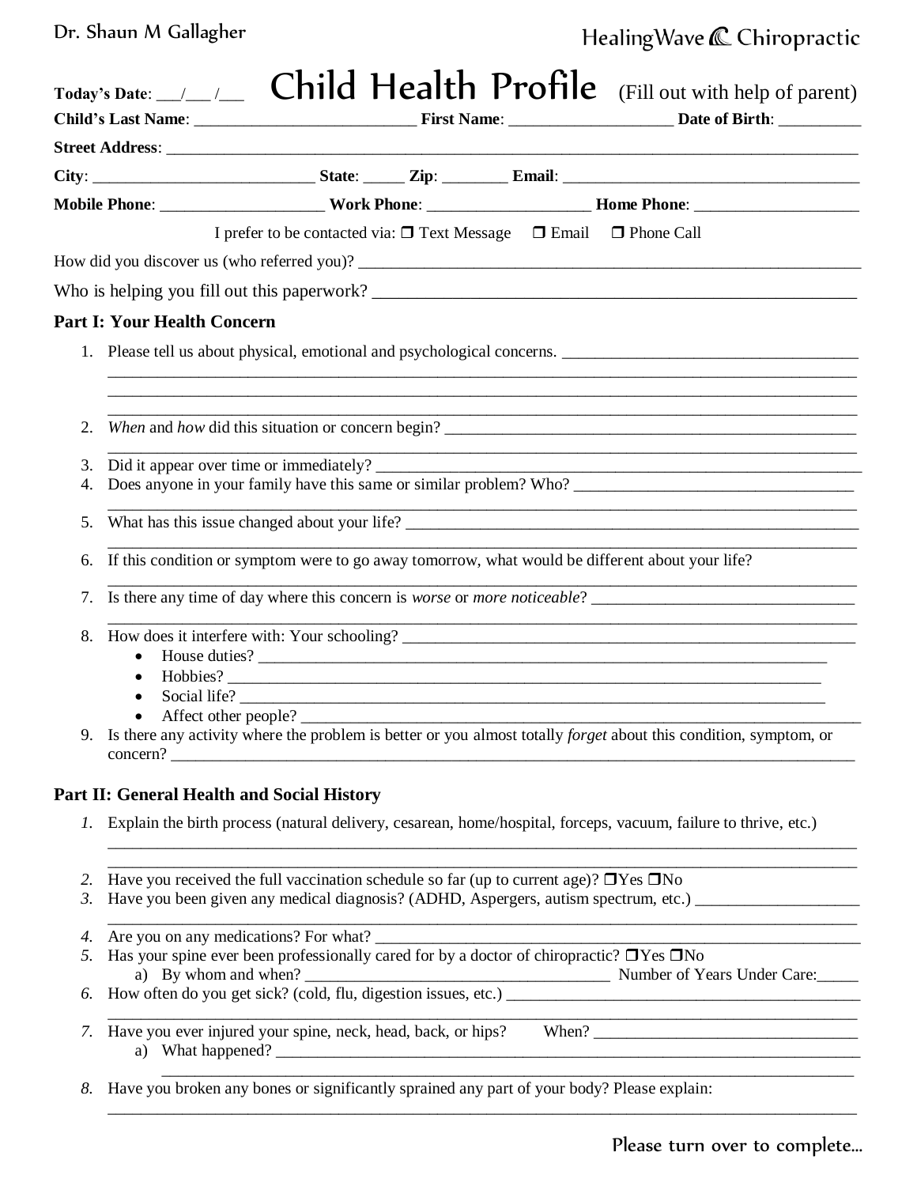Dr. Shaun M Gallagher

HealingWave Chiropractic

**Today's Date**: ___/___ /___

# Child Health Profile

(Fill out with help of parent)

**Child's Last Name**: ___________________________ **First Name**: ____________________ **Date of Birth**: __________

**Street Address**: ________________________________________________________________________________

**City**: ___________________________ **State**: _____ **Zip**: ________ **Email**: ____________________________________

**Mobile Phone**: ____________________ **Work Phone**: ____________________ **Home Phone**: ____________________

I prefer to be contacted via: ❐ Text Message ❐ Email ❐ Phone Call

How did you discover us (who referred you)? ______________________________________________________________

Who is helping you fill out this paperwork? ________________________________________________________

## Part I: Your Health Concern

1. Please tell us about physical, emotional and psychological concerns. ____________________________________
2. *When* and *how* did this situation or concern begin? ___________________________________________________
3. Did it appear over time or immediately? ______________________________________________________________
4. Does anyone in your family have this same or similar problem? Who? ___________________________________
5. What has this issue changed about your life? ___________________________________________________________
6. If this condition or symptom were to go away tomorrow, what would be different about your life?
7. Is there any time of day where this concern is *worse* or *more noticeable*? ________________________________
8. How does it interfere with: Your schooling? ___________________________________________________________
   - House duties? ___________________________________________________________________________
   - Hobbies? _______________________________________________________________________________
   - Social life? _____________________________________________________________________________
   - Affect other people? ________________________________________________________________________
9. Is there any activity where the problem is better or you almost totally *forget* about this condition, symptom, or concern? ____________________________________________________________________________________

## Part II: General Health and Social History

1. Explain the birth process (natural delivery, cesarean, home/hospital, forceps, vacuum, failure to thrive, etc.)
2. Have you received the full vaccination schedule so far (up to current age)? ❐Yes ❐No
3. Have you been given any medical diagnosis? (ADHD, Aspergers, autism spectrum, etc.) ____________________
4. Are you on any medications? For what? _______________________________________________________________
5. Has your spine ever been professionally cared for by a doctor of chiropractic? ❐Yes ❐No
   a) By whom and when? _____________________________________ Number of Years Under Care:_____
6. How often do you get sick? (cold, flu, digestion issues, etc.) _____________________________________________
7. Have you ever injured your spine, neck, head, back, or hips? When? ________________________________
   a) What happened? _________________________________________________________________________
8. Have you broken any bones or significantly sprained any part of your body? Please explain:

Please turn over to complete...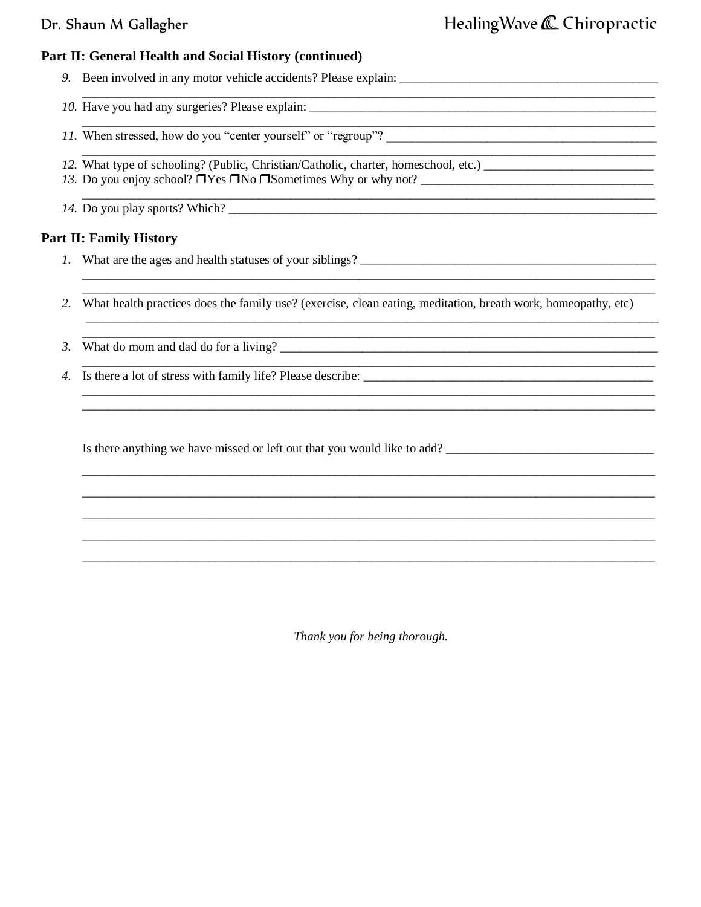## Part II: General Health and Social History (continued)

9. Been involved in any motor vehicle accidents? Please explain: ________________________________________
   ________________________________________________________________________________________
10. Have you had any surgeries? Please explain: ________________________________________________________
    ________________________________________________________________________________________
11. When stressed, how do you "center yourself" or "regroup"? ____________________________________________
    ________________________________________________________________________________________
12. What type of schooling? (Public, Christian/Catholic, charter, homeschool, etc.) ___________________________
13. Do you enjoy school? ❒Yes ❒No ❒Sometimes Why or why not? _____________________________________
    ________________________________________________________________________________________
14. Do you play sports? Which? _________________________________________________________________________

## Part II: Family History

1. What are the ages and health statuses of your siblings? ______________________________________________
   ________________________________________________________________________________________
   ________________________________________________________________________________________
2. What health practices does the family use? (exercise, clean eating, meditation, breath work, homeopathy, etc)
   ________________________________________________________________________________________
   ________________________________________________________________________________________
3. What do mom and dad do for a living? _______________________________________________________________
   ________________________________________________________________________________________
4. Is there a lot of stress with family life? Please describe: _____________________________________________
   ________________________________________________________________________________________
   ________________________________________________________________________________________

Is there anything we have missed or left out that you would like to add? ________________________________

________________________________________________________________________________________

________________________________________________________________________________________

________________________________________________________________________________________

________________________________________________________________________________________

________________________________________________________________________________________

*Thank you for being thorough.*